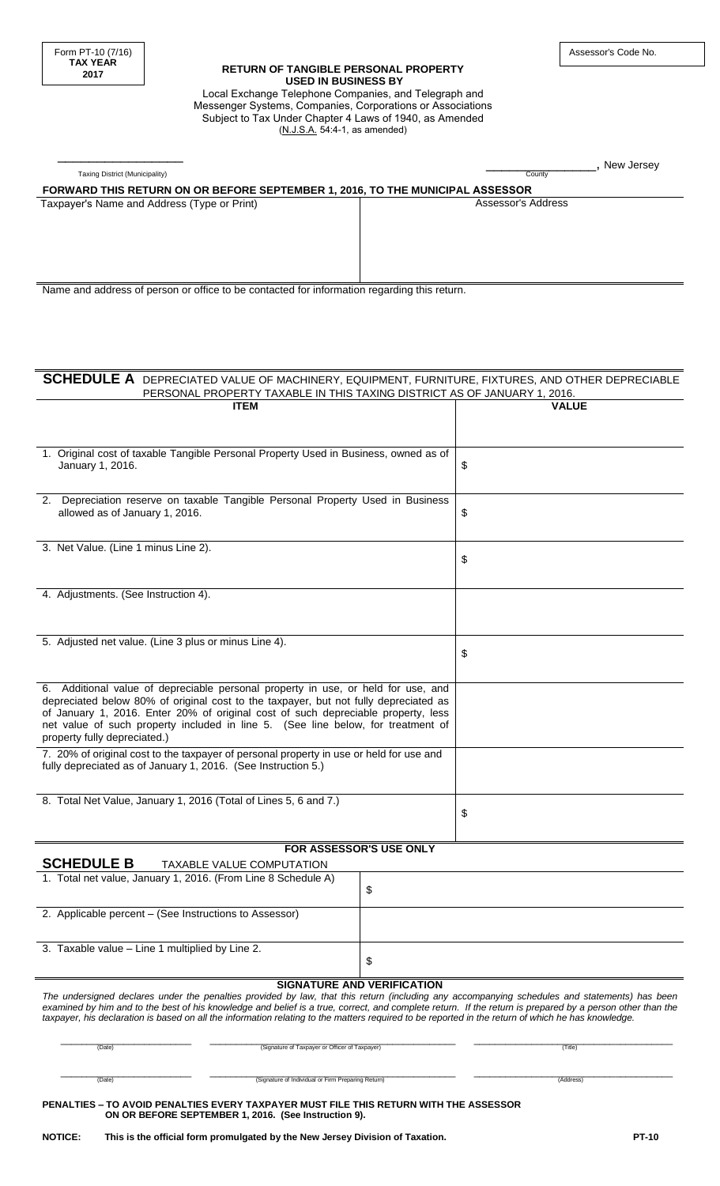Form PT-10 (7/16)
**TAX YEAR 2017**

Assessor's Code No.

**RETURN OF TANGIBLE PERSONAL PROPERTY USED IN BUSINESS BY**

Local Exchange Telephone Companies, and Telegraph and Messenger Systems, Companies, Corporations or Associations Subject to Tax Under Chapter 4 Laws of 1940, as Amended (N.J.S.A. 54:4-1, as amended)

____________________ Taxing District (Municipality)

____________________ County, New Jersey

**FORWARD THIS RETURN ON OR BEFORE SEPTEMBER 1, 2016, TO THE MUNICIPAL ASSESSOR**

| Taxpayer's Name and Address (Type or Print) | Assessor's Address |
|---|---|
| | |

Name and address of person or office to be contacted for information regarding this return.

## SCHEDULE A DEPRECIATED VALUE OF MACHINERY, EQUIPMENT, FURNITURE, FIXTURES, AND OTHER DEPRECIABLE PERSONAL PROPERTY TAXABLE IN THIS TAXING DISTRICT AS OF JANUARY 1, 2016.

| ITEM | VALUE |
|---|---|
| 1. Original cost of taxable Tangible Personal Property Used in Business, owned as of January 1, 2016. | $ |
| 2. Depreciation reserve on taxable Tangible Personal Property Used in Business allowed as of January 1, 2016. | $ |
| 3. Net Value. (Line 1 minus Line 2). | $ |
| 4. Adjustments. (See Instruction 4). | |
| 5. Adjusted net value. (Line 3 plus or minus Line 4). | $ |
| 6. Additional value of depreciable personal property in use, or held for use, and depreciated below 80% of original cost to the taxpayer, but not fully depreciated as of January 1, 2016. Enter 20% of original cost of such depreciable property, less net value of such property included in line 5. (See line below, for treatment of property fully depreciated.) | |
| 7. 20% of original cost to the taxpayer of personal property in use or held for use and fully depreciated as of January 1, 2016. (See Instruction 5.) | |
| 8. Total Net Value, January 1, 2016 (Total of Lines 5, 6 and 7.) | $ |

**FOR ASSESSOR'S USE ONLY**

## SCHEDULE B TAXABLE VALUE COMPUTATION

| | |
|---|---|
| 1. Total net value, January 1, 2016. (From Line 8 Schedule A) | $ |
| 2. Applicable percent – (See Instructions to Assessor) | |
| 3. Taxable value – Line 1 multiplied by Line 2. | $ |

**SIGNATURE AND VERIFICATION**

*The undersigned declares under the penalties provided by law, that this return (including any accompanying schedules and statements) has been examined by him and to the best of his knowledge and belief is a true, correct, and complete return. If the return is prepared by a person other than the taxpayer, his declaration is based on all the information relating to the matters required to be reported in the return of which he has knowledge.*

| (Date) | (Signature of Taxpayer or Officer of Taxpayer) | (Title) |
|---|---|---|
| (Date) | (Signature of Individual or Firm Preparing Return) | (Address) |

**PENALTIES – TO AVOID PENALTIES EVERY TAXPAYER MUST FILE THIS RETURN WITH THE ASSESSOR ON OR BEFORE SEPTEMBER 1, 2016. (See Instruction 9).**

**NOTICE: This is the official form promulgated by the New Jersey Division of Taxation.**

**PT-10**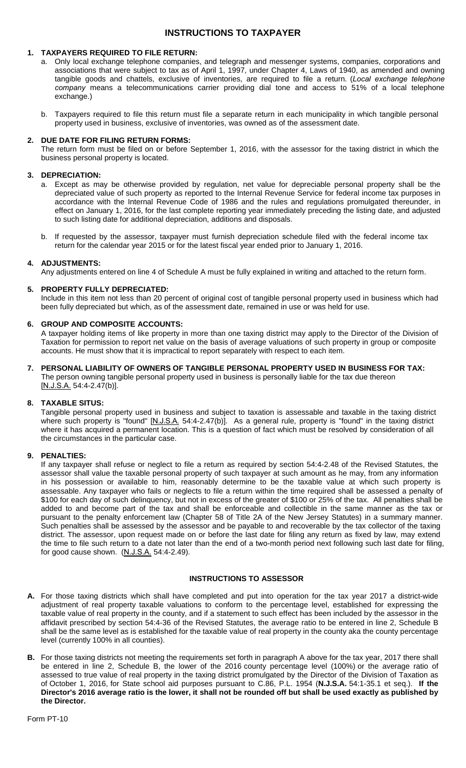# INSTRUCTIONS TO TAXPAYER

**1. TAXPAYERS REQUIRED TO FILE RETURN:**

a. Only local exchange telephone companies, and telegraph and messenger systems, companies, corporations and associations that were subject to tax as of April 1, 1997, under Chapter 4, Laws of 1940, as amended and owning tangible goods and chattels, exclusive of inventories, are required to file a return. (*Local exchange telephone company* means a telecommunications carrier providing dial tone and access to 51% of a local telephone exchange.)

b. Taxpayers required to file this return must file a separate return in each municipality in which tangible personal property used in business, exclusive of inventories, was owned as of the assessment date.

**2. DUE DATE FOR FILING RETURN FORMS:**

The return form must be filed on or before September 1, 2016, with the assessor for the taxing district in which the business personal property is located.

**3. DEPRECIATION:**

a. Except as may be otherwise provided by regulation, net value for depreciable personal property shall be the depreciated value of such property as reported to the Internal Revenue Service for federal income tax purposes in accordance with the Internal Revenue Code of 1986 and the rules and regulations promulgated thereunder, in effect on January 1, 2016, for the last complete reporting year immediately preceding the listing date, and adjusted to such listing date for additional depreciation, additions and disposals.

b. If requested by the assessor, taxpayer must furnish depreciation schedule filed with the federal income tax return for the calendar year 2015 or for the latest fiscal year ended prior to January 1, 2016.

**4. ADJUSTMENTS:**

Any adjustments entered on line 4 of Schedule A must be fully explained in writing and attached to the return form.

**5. PROPERTY FULLY DEPRECIATED:**

Include in this item not less than 20 percent of original cost of tangible personal property used in business which had been fully depreciated but which, as of the assessment date, remained in use or was held for use.

**6. GROUP AND COMPOSITE ACCOUNTS:**

A taxpayer holding items of like property in more than one taxing district may apply to the Director of the Division of Taxation for permission to report net value on the basis of average valuations of such property in group or composite accounts. He must show that it is impractical to report separately with respect to each item.

**7. PERSONAL LIABILITY OF OWNERS OF TANGIBLE PERSONAL PROPERTY USED IN BUSINESS FOR TAX:**

The person owning tangible personal property used in business is personally liable for the tax due thereon [N.J.S.A. 54:4-2.47(b)].

**8. TAXABLE SITUS:**

Tangible personal property used in business and subject to taxation is assessable and taxable in the taxing district where such property is "found" [N.J.S.A. 54:4-2.47(b)]. As a general rule, property is "found" in the taxing district where it has acquired a permanent location. This is a question of fact which must be resolved by consideration of all the circumstances in the particular case.

**9. PENALTIES:**

If any taxpayer shall refuse or neglect to file a return as required by section 54:4-2.48 of the Revised Statutes, the assessor shall value the taxable personal property of such taxpayer at such amount as he may, from any information in his possession or available to him, reasonably determine to be the taxable value at which such property is assessable. Any taxpayer who fails or neglects to file a return within the time required shall be assessed a penalty of $100 for each day of such delinquency, but not in excess of the greater of $100 or 25% of the tax. All penalties shall be added to and become part of the tax and shall be enforceable and collectible in the same manner as the tax or pursuant to the penalty enforcement law (Chapter 58 of Title 2A of the New Jersey Statutes) in a summary manner. Such penalties shall be assessed by the assessor and be payable to and recoverable by the tax collector of the taxing district. The assessor, upon request made on or before the last date for filing any return as fixed by law, may extend the time to file such return to a date not later than the end of a two-month period next following such last date for filing, for good cause shown. (N.J.S.A. 54:4-2.49).

## INSTRUCTIONS TO ASSESSOR

**A.** For those taxing districts which shall have completed and put into operation for the tax year 2017 a district-wide adjustment of real property taxable valuations to conform to the percentage level, established for expressing the taxable value of real property in the county, and if a statement to such effect has been included by the assessor in the affidavit prescribed by section 54:4-36 of the Revised Statutes, the average ratio to be entered in line 2, Schedule B shall be the same level as is established for the taxable value of real property in the county aka the county percentage level (currently 100% in all counties).

**B.** For those taxing districts not meeting the requirements set forth in paragraph A above for the tax year, 2017 there shall be entered in line 2, Schedule B, the lower of the 2016 county percentage level (100%) or the average ratio of assessed to true value of real property in the taxing district promulgated by the Director of the Division of Taxation as of October 1, 2016, for State school aid purposes pursuant to C.86, P.L. 1954 (**N.J.S.A.** 54:1-35.1 et seq.). **If the Director's 2016 average ratio is the lower, it shall not be rounded off but shall be used exactly as published by the Director.**

Form PT-10